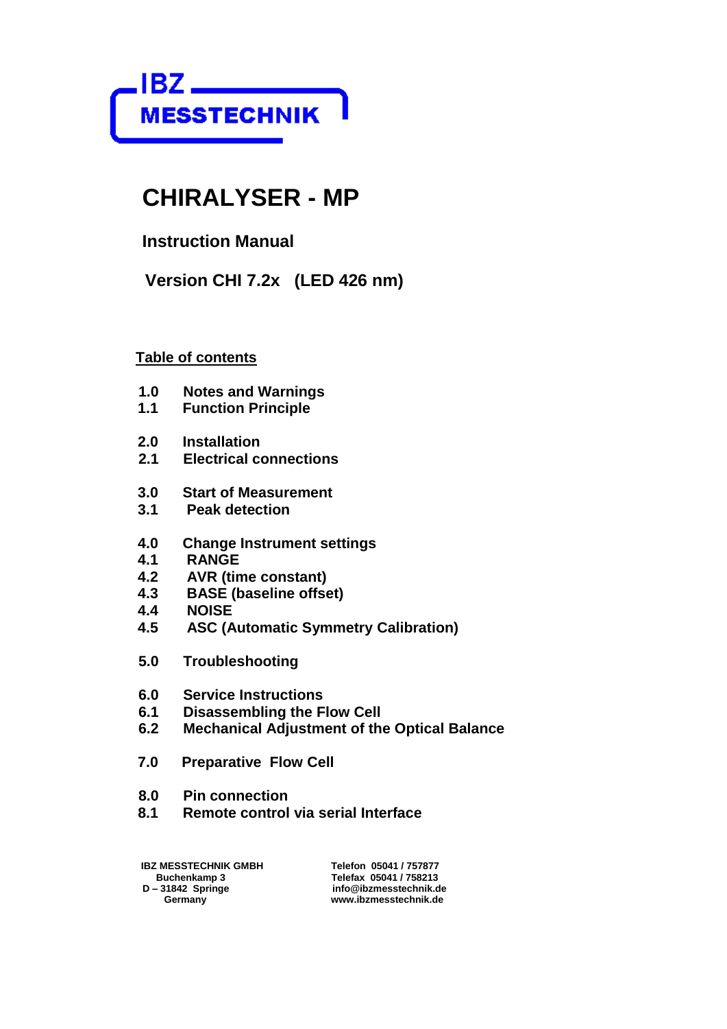**IBZ MESSTECHNIK**

# CHIRALYSER - MP

## Instruction Manual

## Version CHI 7.2x (LED 426 nm)

**Table of contents**

1.0 Notes and Warnings
1.1 Function Principle

2.0 Installation
2.1 Electrical connections

3.0 Start of Measurement
3.1 Peak detection

4.0 Change Instrument settings
4.1 RANGE
4.2 AVR (time constant)
4.3 BASE (baseline offset)
4.4 NOISE
4.5 ASC (Automatic Symmetry Calibration)

5.0 Troubleshooting

6.0 Service Instructions
6.1 Disassembling the Flow Cell
6.2 Mechanical Adjustment of the Optical Balance

7.0 Preparative Flow Cell

8.0 Pin connection
8.1 Remote control via serial Interface

IBZ MESSTECHNIK GMBH
Buchenkamp 3
D – 31842 Springe
Germany

Telefon 05041 / 757877
Telefax 05041 / 758213
info@ibzmesstechnik.de
www.ibzmesstechnik.de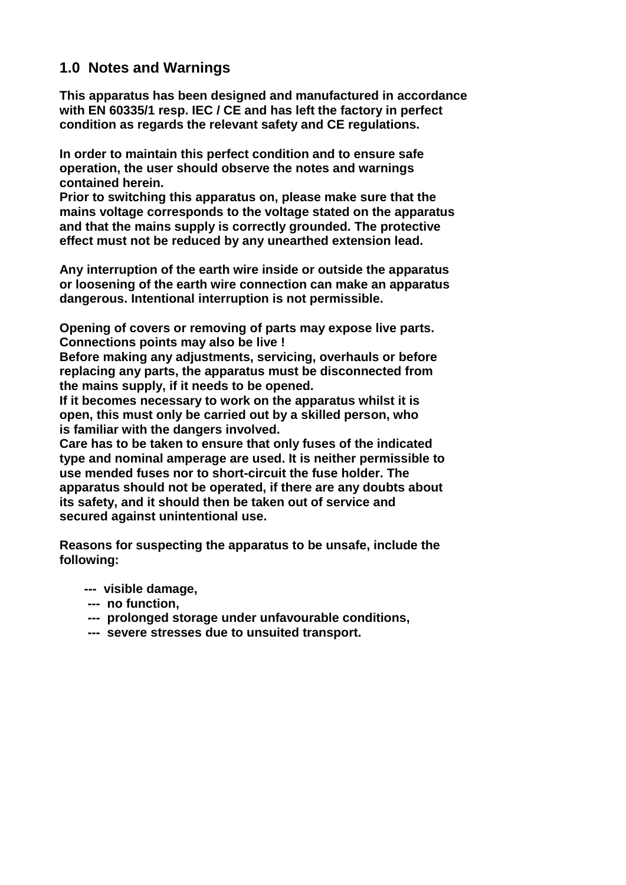## 1.0 Notes and Warnings

**This apparatus has been designed and manufactured in accordance with EN 60335/1 resp. IEC / CE and has left the factory in perfect condition as regards the relevant safety and CE regulations.**

**In order to maintain this perfect condition and to ensure safe operation, the user should observe the notes and warnings contained herein.**
**Prior to switching this apparatus on, please make sure that the mains voltage corresponds to the voltage stated on the apparatus and that the mains supply is correctly grounded. The protective effect must not be reduced by any unearthed extension lead.**

**Any interruption of the earth wire inside or outside the apparatus or loosening of the earth wire connection can make an apparatus dangerous. Intentional interruption is not permissible.**

**Opening of covers or removing of parts may expose live parts. Connections points may also be live !**
**Before making any adjustments, servicing, overhauls or before replacing any parts, the apparatus must be disconnected from the mains supply, if it needs to be opened.**
**If it becomes necessary to work on the apparatus whilst it is open, this must only be carried out by a skilled person, who is familiar with the dangers involved.**
**Care has to be taken to ensure that only fuses of the indicated type and nominal amperage are used. It is neither permissible to use mended fuses nor to short-circuit the fuse holder. The apparatus should not be operated, if there are any doubts about its safety, and it should then be taken out of service and secured against unintentional use.**

**Reasons for suspecting the apparatus to be unsafe, include the following:**

- **visible damage,**
- **no function,**
- **prolonged storage under unfavourable conditions,**
- **severe stresses due to unsuited transport.**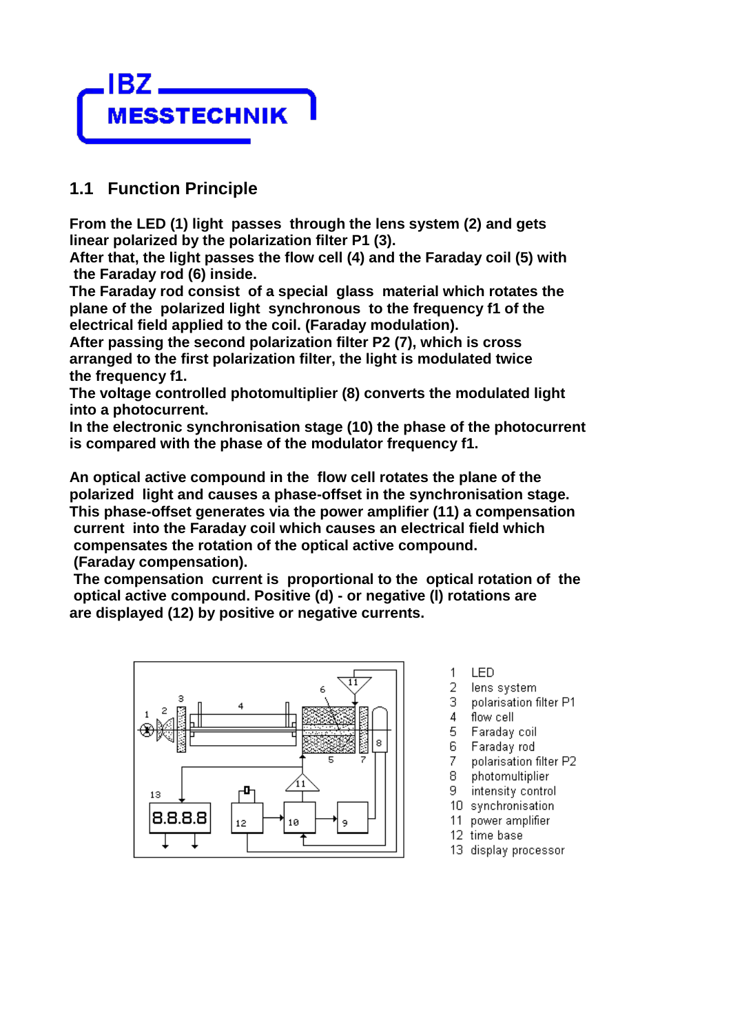## 1.1 Function Principle

**From the LED (1) light passes through the lens system (2) and gets linear polarized by the polarization filter P1 (3).**
**After that, the light passes the flow cell (4) and the Faraday coil (5) with the Faraday rod (6) inside.**
**The Faraday rod consist of a special glass material which rotates the plane of the polarized light synchronous to the frequency f1 of the electrical field applied to the coil. (Faraday modulation).**
**After passing the second polarization filter P2 (7), which is cross arranged to the first polarization filter, the light is modulated twice the frequency f1.**
**The voltage controlled photomultiplier (8) converts the modulated light into a photocurrent.**
**In the electronic synchronisation stage (10) the phase of the photocurrent is compared with the phase of the modulator frequency f1.**

**An optical active compound in the flow cell rotates the plane of the polarized light and causes a phase-offset in the synchronisation stage.**
**This phase-offset generates via the power amplifier (11) a compensation current into the Faraday coil which causes an electrical field which compensates the rotation of the optical active compound.**
**(Faraday compensation).**
**The compensation current is proportional to the optical rotation of the optical active compound. Positive (d) - or negative (l) rotations are are displayed (12) by positive or negative currents.**

1 LED
2 lens system
3 polarisation filter P1
4 flow cell
5 Faraday coil
6 Faraday rod
7 polarisation filter P2
8 photomultiplier
9 intensity control
10 synchronisation
11 power amplifier
12 time base
13 display processor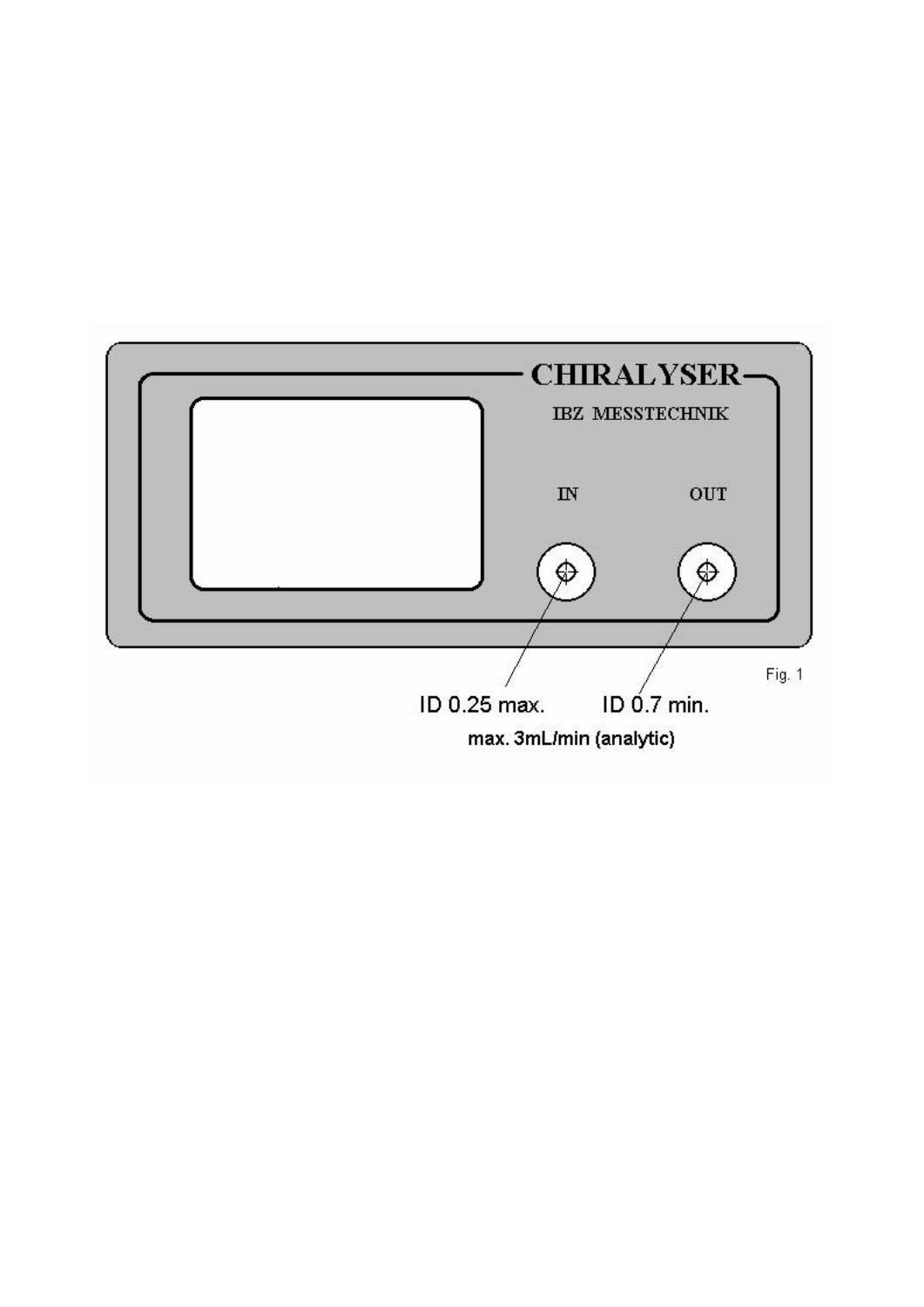CHIRALYSER

IBZ MESSTECHNIK

IN

OUT

ID 0.25 max.

ID 0.7 min.

max. 3mL/min (analytic)

Fig. 1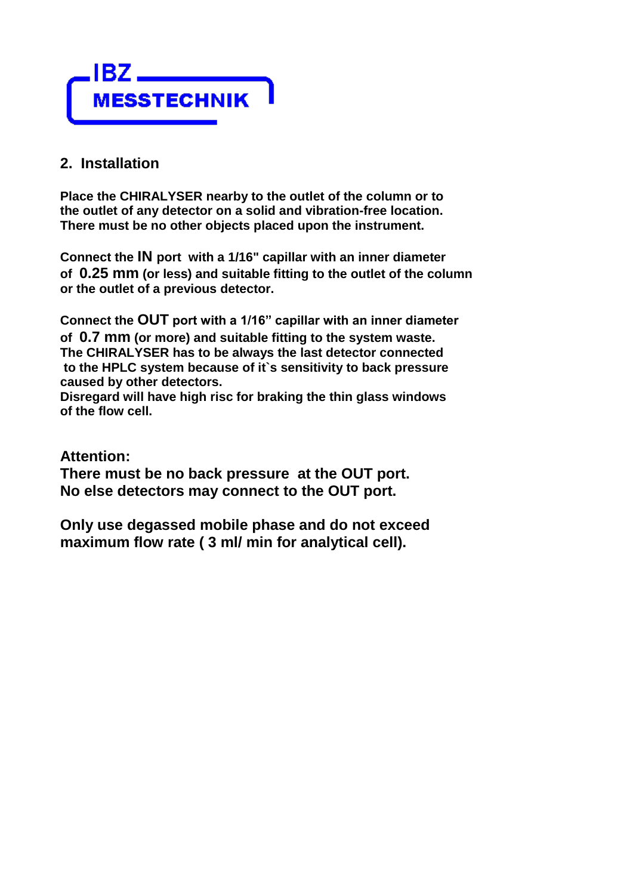## 2. Installation

**Place the CHIRALYSER nearby to the outlet of the column or to the outlet of any detector on a solid and vibration-free location. There must be no other objects placed upon the instrument.**

**Connect the IN port with a 1/16" capillar with an inner diameter of 0.25 mm (or less) and suitable fitting to the outlet of the column or the outlet of a previous detector.**

**Connect the OUT port with a 1/16" capillar with an inner diameter of 0.7 mm (or more) and suitable fitting to the system waste. The CHIRALYSER has to be always the last detector connected to the HPLC system because of it`s sensitivity to back pressure caused by other detectors.**
**Disregard will have high risc for braking the thin glass windows of the flow cell.**

**Attention:**
**There must be no back pressure at the OUT port.**
**No else detectors may connect to the OUT port.**

**Only use degassed mobile phase and do not exceed maximum flow rate ( 3 ml/ min for analytical cell).**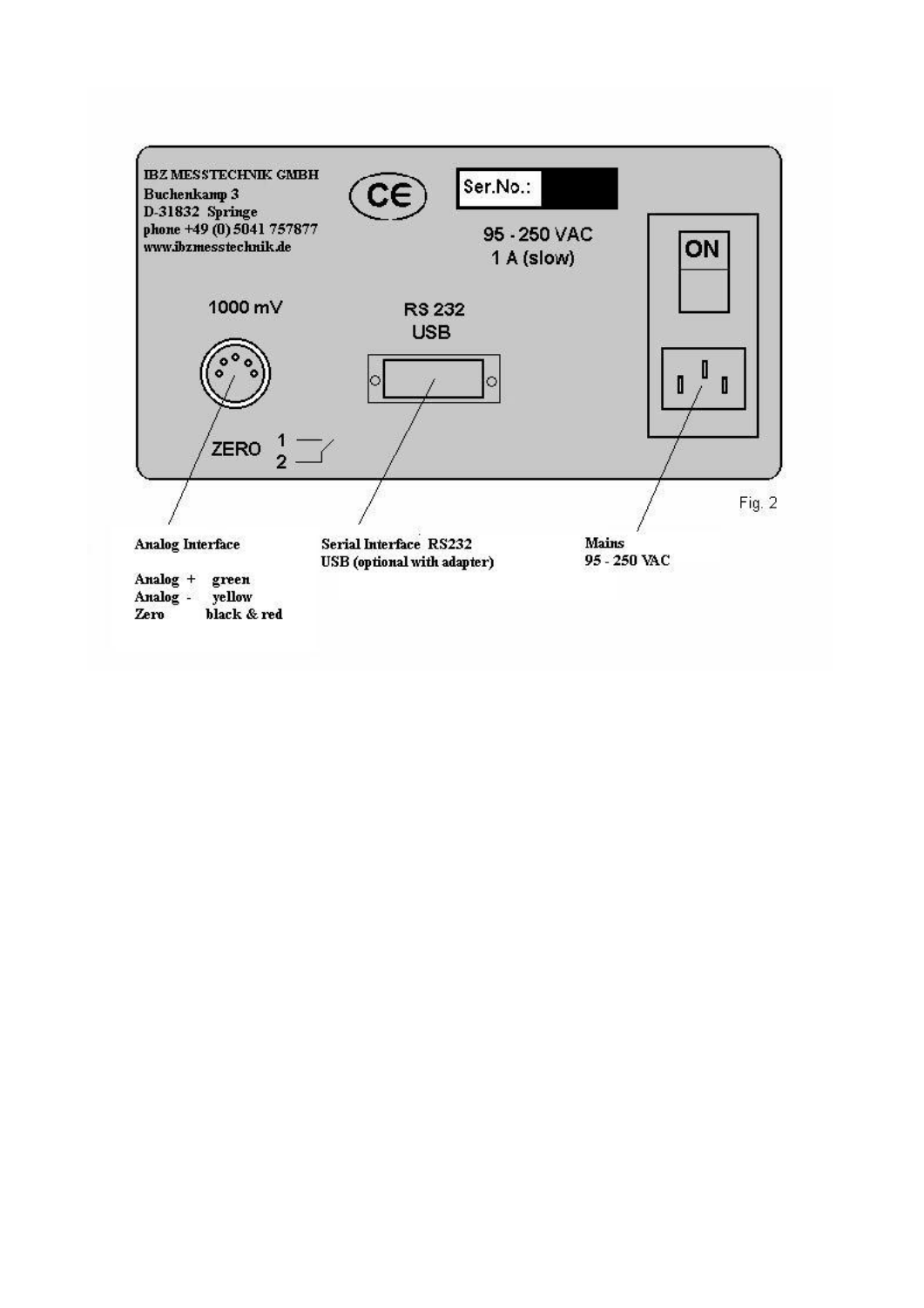IBZ MESSTECHNIK GMBH
Buchenkamp 3
D-31832 Springe
phone +49 (0) 5041 757877
www.ibzmesstechnik.de

CE

Ser.No.:

95 - 250 VAC
1 A (slow)

ON

1000 mV

RS 232
USB

ZERO 1
2

Fig. 2

**Analog Interface**

**Analog + green**
**Analog - yellow**
**Zero black & red**

**Serial Interface RS232**
**USB (optional with adapter)**

**Mains**
**95 - 250 VAC**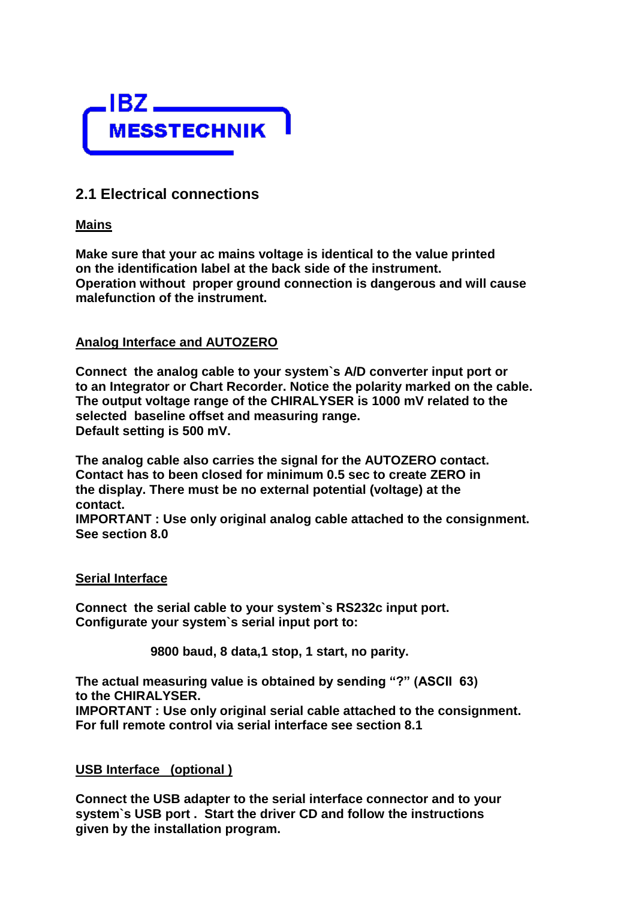IBZ MESSTECHNIK

## 2.1 Electrical connections

**Mains**

**Make sure that your ac mains voltage is identical to the value printed on the identification label at the back side of the instrument. Operation without proper ground connection is dangerous and will cause malefunction of the instrument.**

**Analog Interface and AUTOZERO**

**Connect the analog cable to your system`s A/D converter input port or to an Integrator or Chart Recorder. Notice the polarity marked on the cable. The output voltage range of the CHIRALYSER is 1000 mV related to the selected baseline offset and measuring range. Default setting is 500 mV.**

**The analog cable also carries the signal for the AUTOZERO contact. Contact has to been closed for minimum 0.5 sec to create ZERO in the display. There must be no external potential (voltage) at the contact.**
**IMPORTANT : Use only original analog cable attached to the consignment. See section 8.0**

**Serial Interface**

**Connect the serial cable to your system`s RS232c input port. Configurate your system`s serial input port to:**

**9800 baud, 8 data,1 stop, 1 start, no parity.**

**The actual measuring value is obtained by sending “?” (ASCII 63) to the CHIRALYSER.**
**IMPORTANT : Use only original serial cable attached to the consignment. For full remote control via serial interface see section 8.1**

**USB Interface (optional )**

**Connect the USB adapter to the serial interface connector and to your system`s USB port . Start the driver CD and follow the instructions given by the installation program.**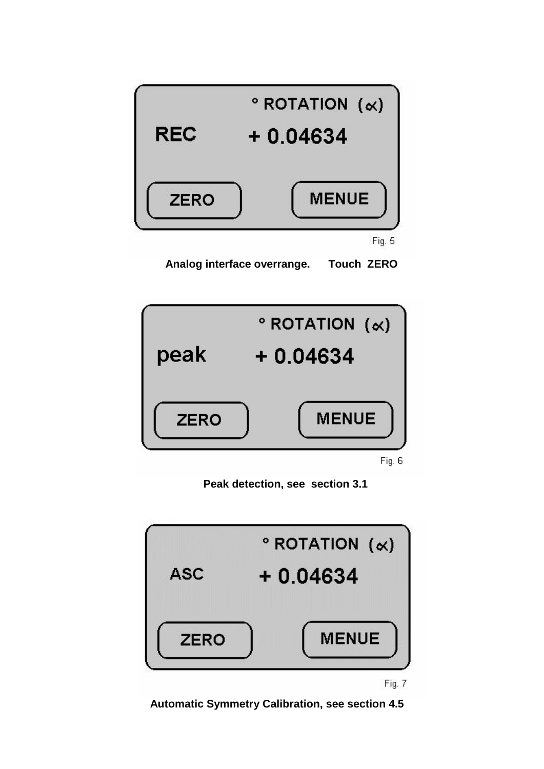° ROTATION (∝)

REC + 0.04634

ZERO MENUE

Fig. 5

**Analog interface overrange. Touch ZERO**

° ROTATION (∝)

peak + 0.04634

ZERO MENUE

Fig. 6

**Peak detection, see section 3.1**

° ROTATION (∝)

ASC + 0.04634

ZERO MENUE

Fig. 7

**Automatic Symmetry Calibration, see section 4.5**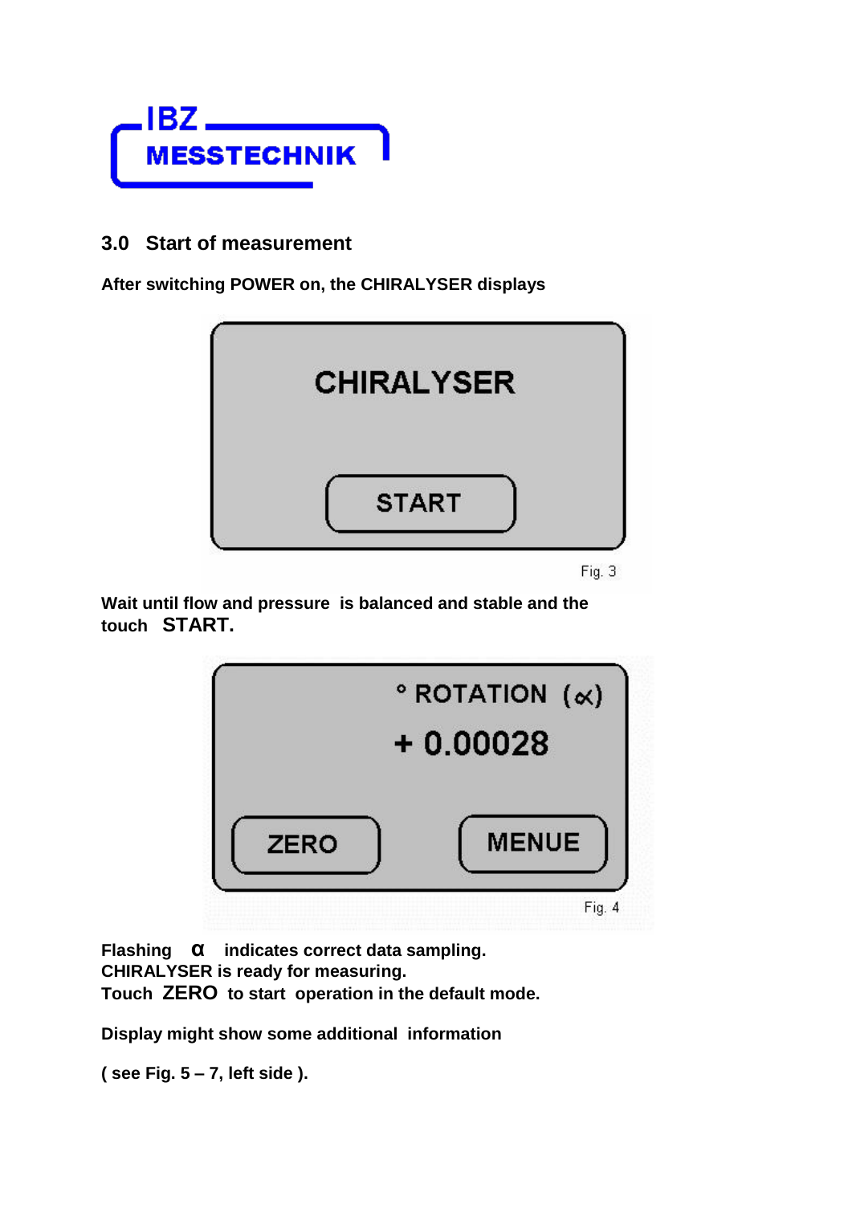IBZ MESSTECHNIK

## 3.0 Start of measurement

**After switching POWER on, the CHIRALYSER displays**

CHIRALYSER

START

Fig. 3

**Wait until flow and pressure is balanced and stable and the touch START.**

° ROTATION (∝)

+ 0.00028

ZERO MENUE

Fig. 4

**Flashing α indicates correct data sampling.**
**CHIRALYSER is ready for measuring.**
**Touch ZERO to start operation in the default mode.**

**Display might show some additional information**

**( see Fig. 5 – 7, left side ).**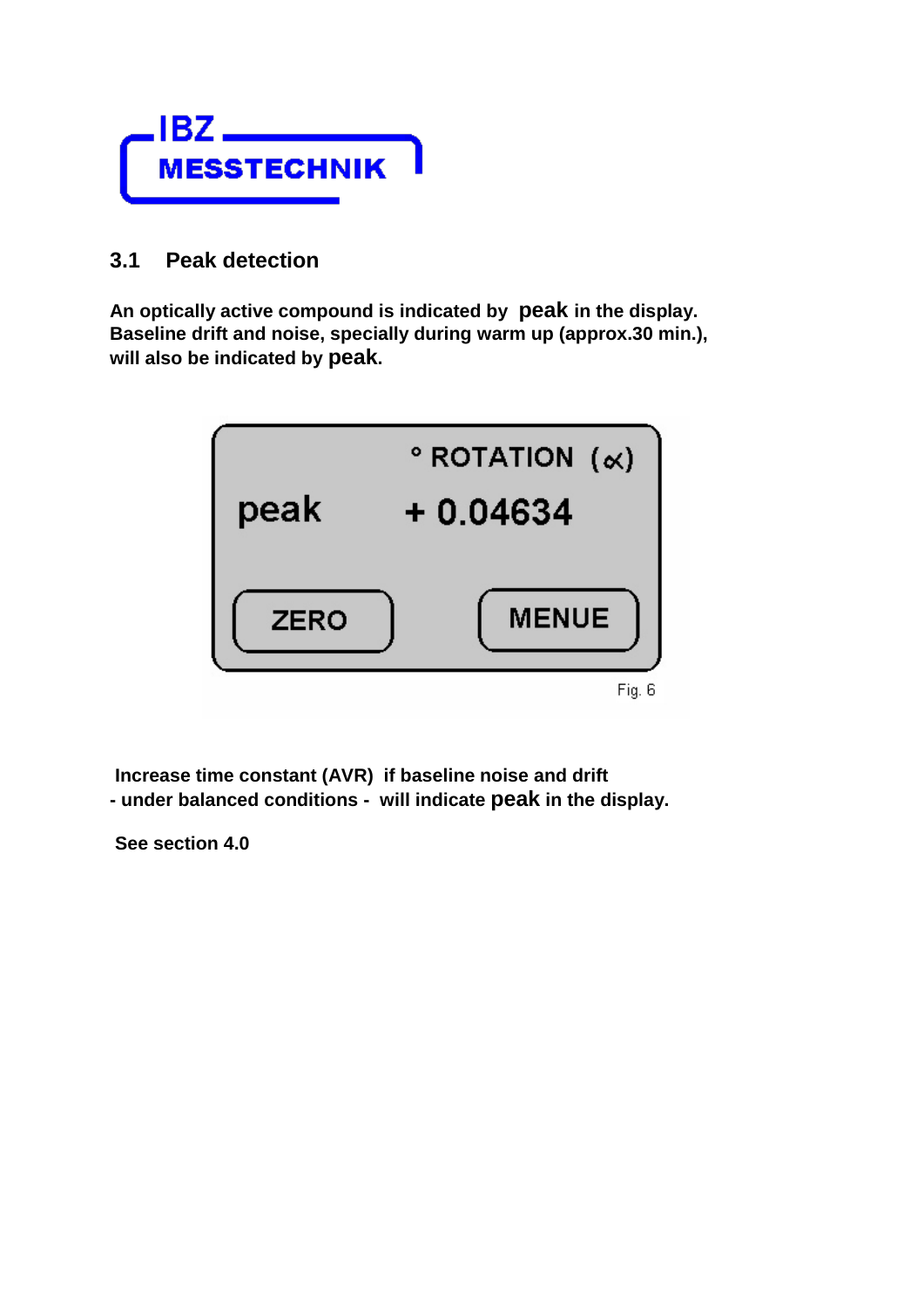## 3.1 Peak detection

**An optically active compound is indicated by peak in the display. Baseline drift and noise, specially during warm up (approx.30 min.), will also be indicated by peak.**

° ROTATION (∝)

peak + 0.04634

ZERO MENUE

Fig. 6

**Increase time constant (AVR) if baseline noise and drift - under balanced conditions - will indicate peak in the display.**

**See section 4.0**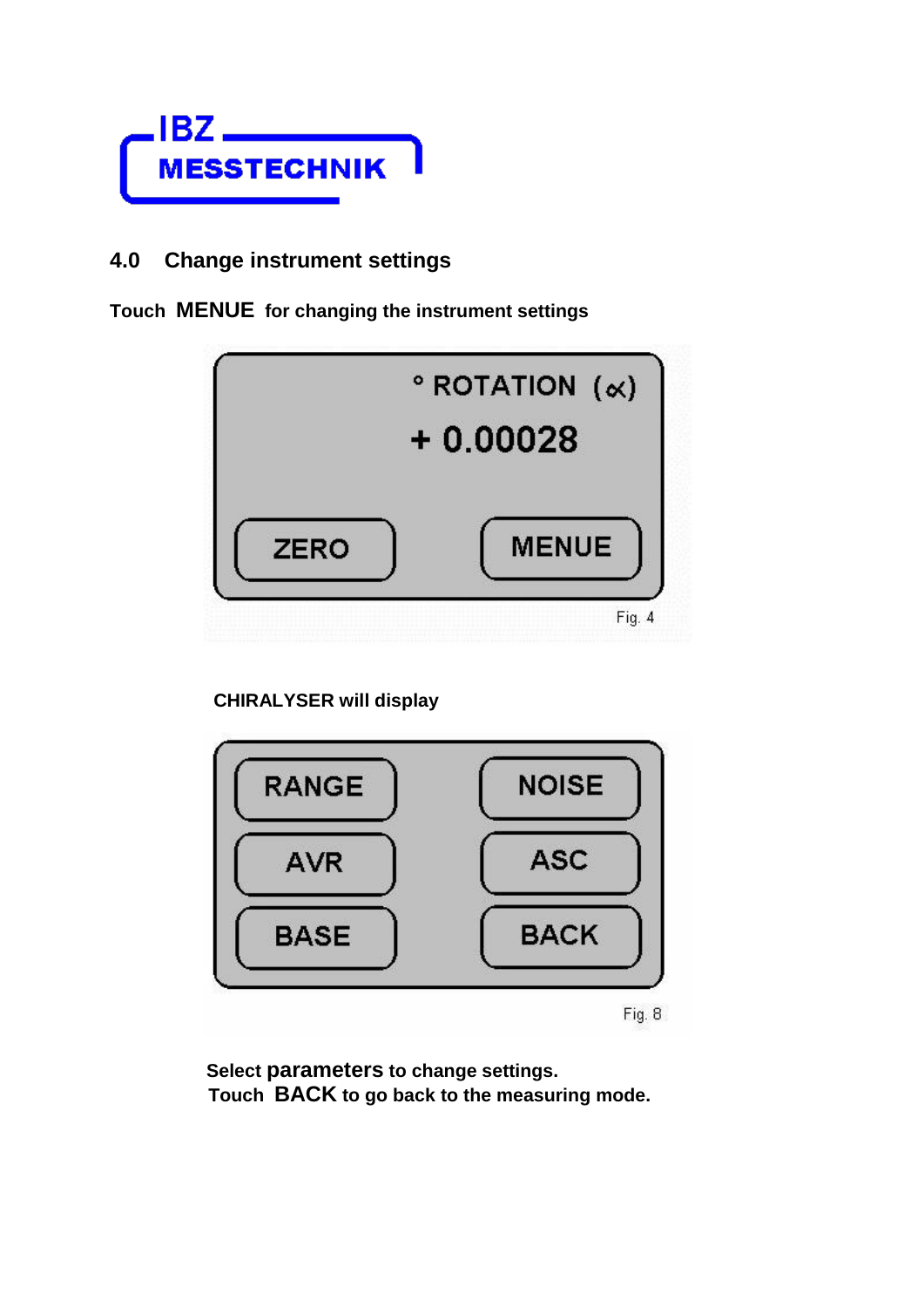## 4.0 Change instrument settings

**Touch MENUE for changing the instrument settings**

° ROTATION (∝)

+ 0.00028

ZERO MENUE

Fig. 4

**CHIRALYSER will display**

RANGE NOISE

AVR ASC

BASE BACK

Fig. 8

**Select parameters to change settings.**
**Touch BACK to go back to the measuring mode.**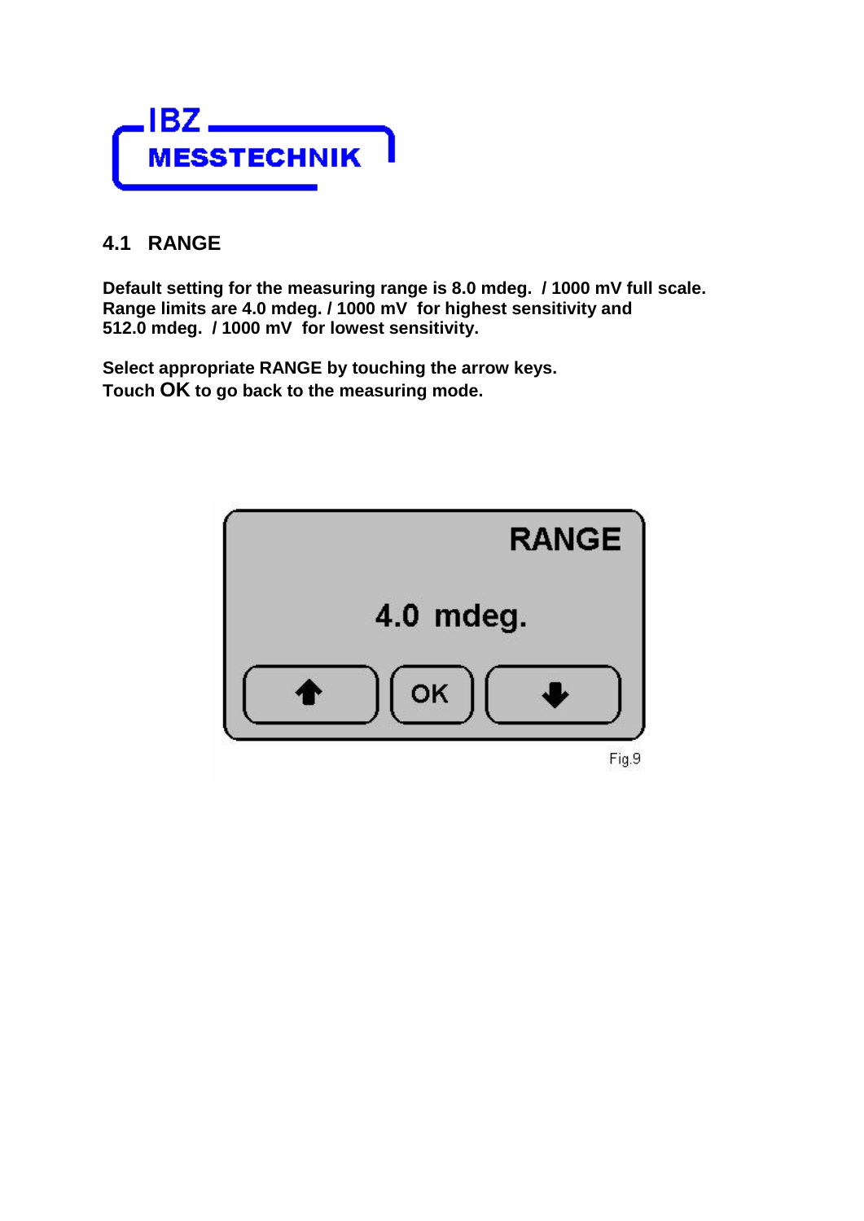## 4.1 RANGE

**Default setting for the measuring range is 8.0 mdeg. / 1000 mV full scale.**
**Range limits are 4.0 mdeg. / 1000 mV for highest sensitivity and**
**512.0 mdeg. / 1000 mV for lowest sensitivity.**

**Select appropriate RANGE by touching the arrow keys.**
**Touch OK to go back to the measuring mode.**

Fig.9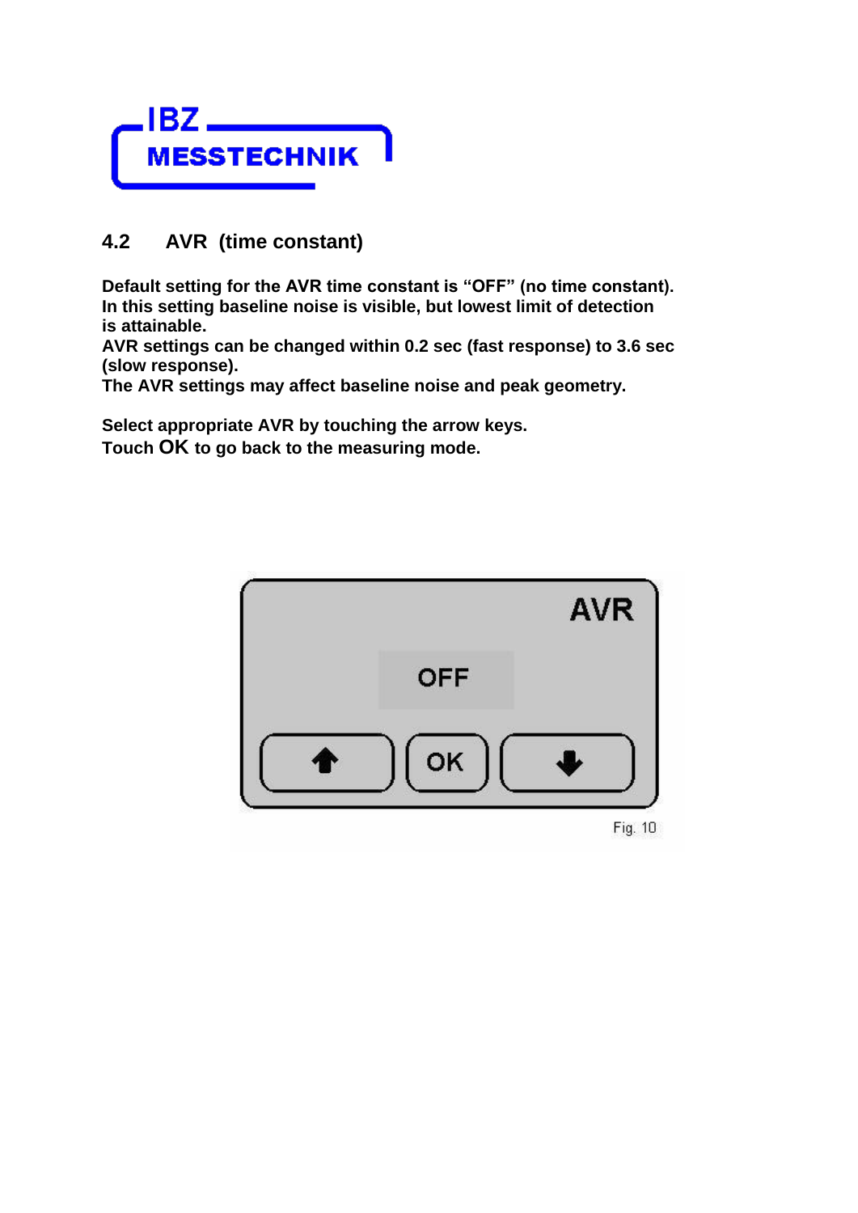## 4.2 AVR (time constant)

**Default setting for the AVR time constant is "OFF" (no time constant).**
**In this setting baseline noise is visible, but lowest limit of detection is attainable.**
**AVR settings can be changed within 0.2 sec (fast response) to 3.6 sec (slow response).**
**The AVR settings may affect baseline noise and peak geometry.**

**Select appropriate AVR by touching the arrow keys.**
**Touch OK to go back to the measuring mode.**

Fig. 10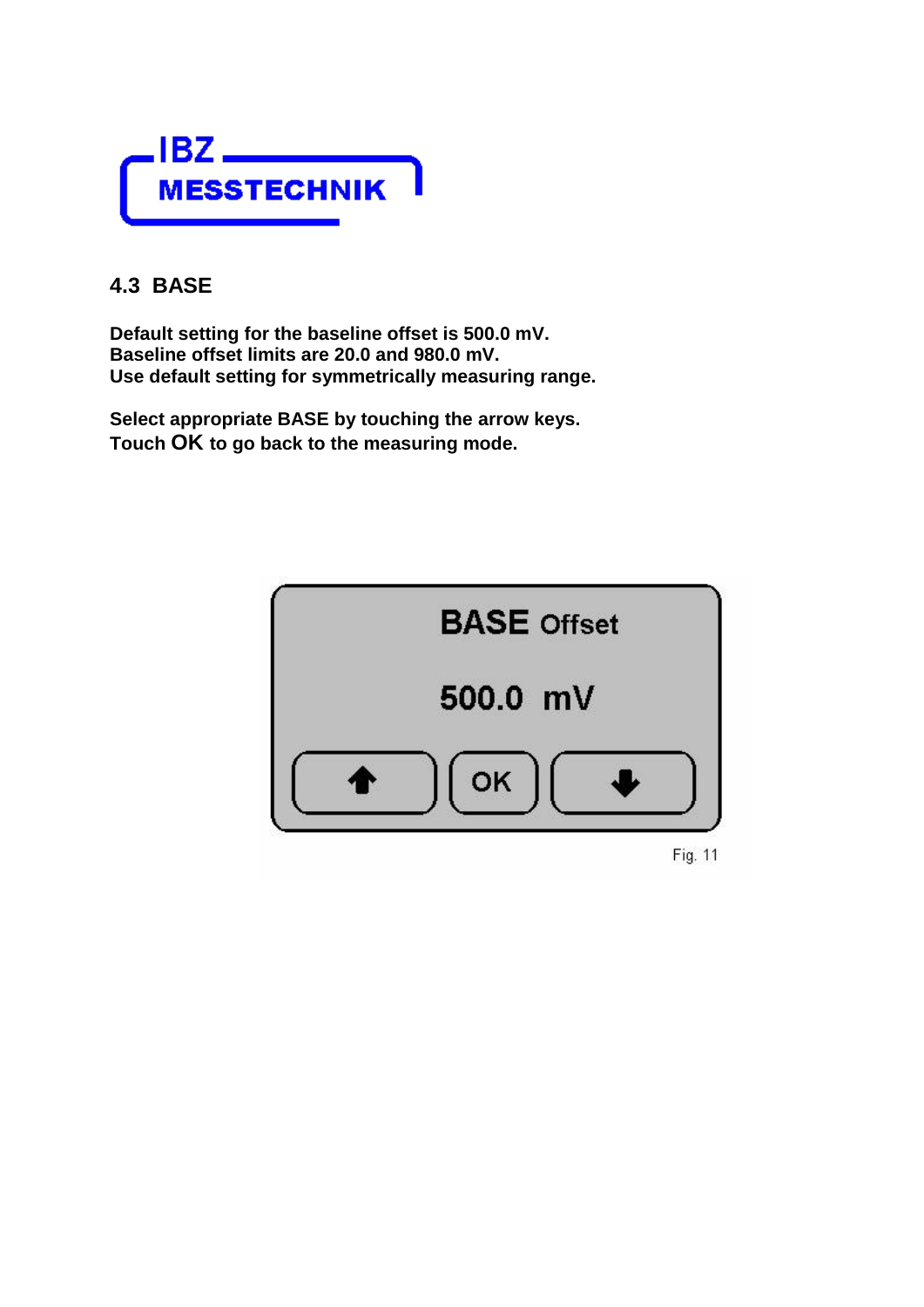## 4.3 BASE

**Default setting for the baseline offset is 500.0 mV.**
**Baseline offset limits are 20.0 and 980.0 mV.**
**Use default setting for symmetrically measuring range.**

**Select appropriate BASE by touching the arrow keys.**
**Touch OK to go back to the measuring mode.**

BASE Offset

500.0 mV

OK

Fig. 11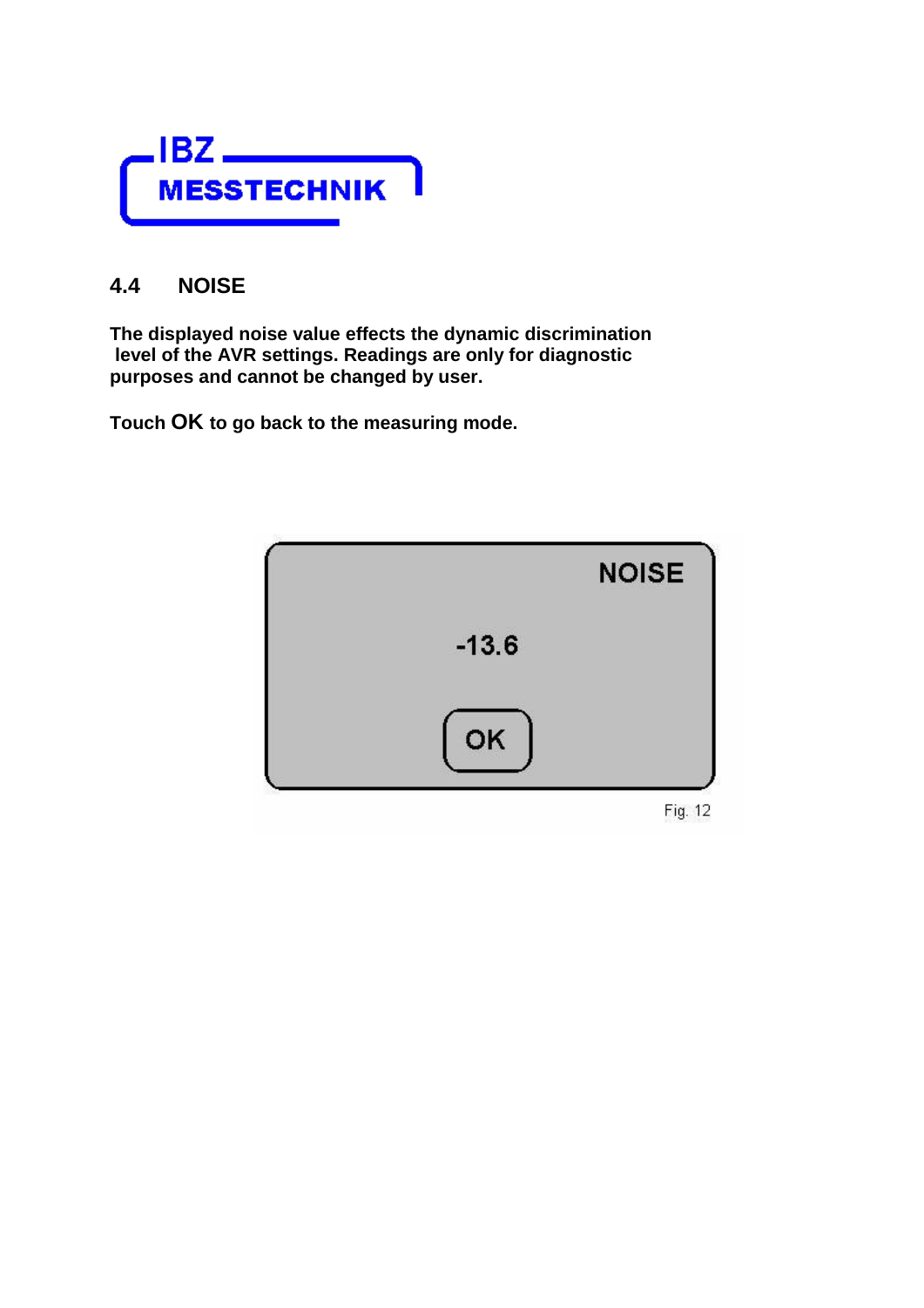## 4.4 NOISE

**The displayed noise value effects the dynamic discrimination level of the AVR settings. Readings are only for diagnostic purposes and cannot be changed by user.**

**Touch OK to go back to the measuring mode.**

NOISE

-13.6

OK

Fig. 12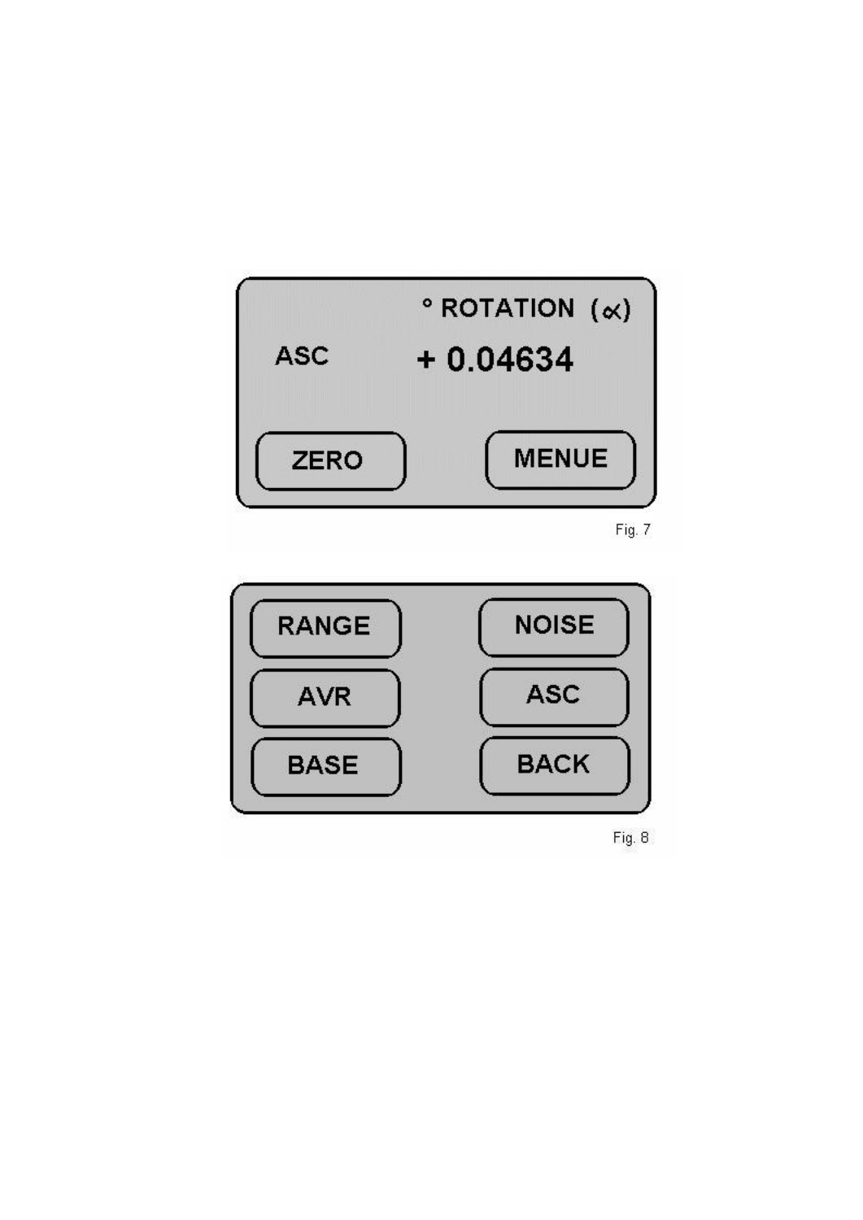° ROTATION (∝)

ASC  + 0.04634

ZERO  MENUE

Fig. 7

| RANGE | NOISE |
| --- | --- |
| AVR | ASC |
| BASE | BACK |

Fig. 8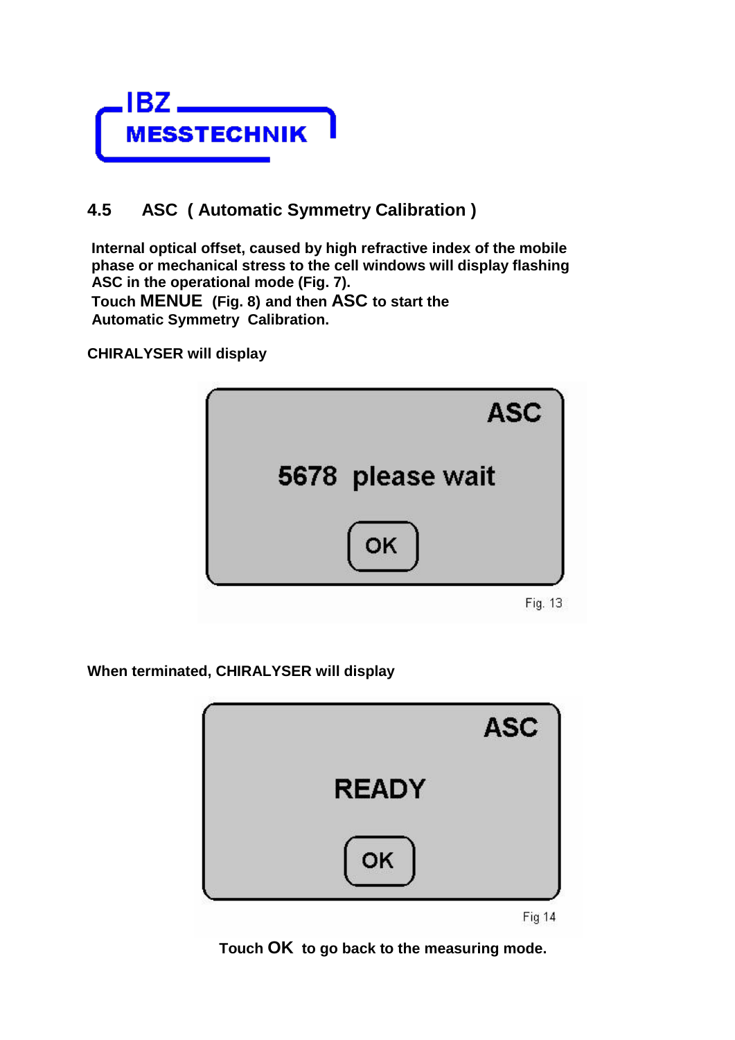IBZ MESSTECHNIK

## 4.5 ASC ( Automatic Symmetry Calibration )

**Internal optical offset, caused by high refractive index of the mobile phase or mechanical stress to the cell windows will display flashing ASC in the operational mode (Fig. 7).**
**Touch MENUE (Fig. 8) and then ASC to start the Automatic Symmetry Calibration.**

**CHIRALYSER will display**

ASC

5678 please wait

OK

Fig. 13

**When terminated, CHIRALYSER will display**

ASC

READY

OK

Fig 14

**Touch OK to go back to the measuring mode.**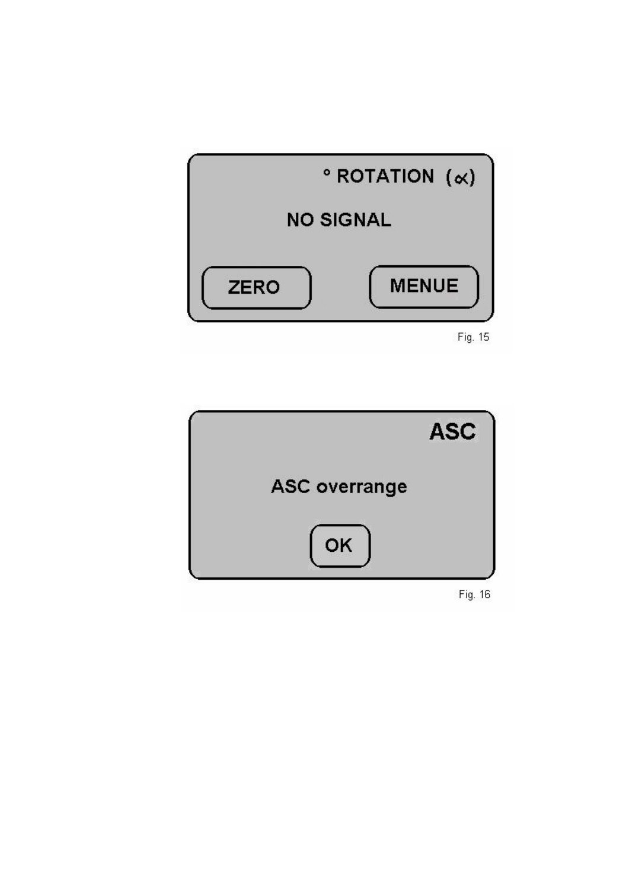° ROTATION (∝)

NO SIGNAL

ZERO

MENUE

Fig. 15

ASC

ASC overrange

OK

Fig. 16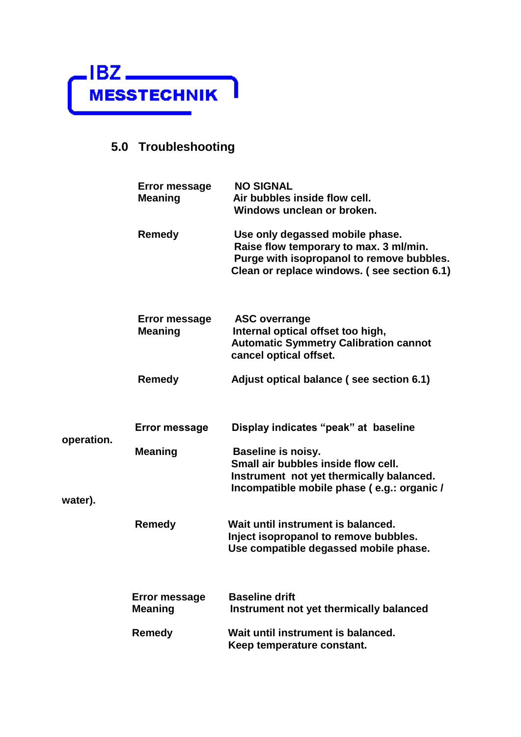## 5.0 Troubleshooting

| | |
|---|---|
| **Error message** | **NO SIGNAL** |
| **Meaning** | **Air bubbles inside flow cell.**<br>**Windows unclean or broken.** |
| **Remedy** | **Use only degassed mobile phase.**<br>**Raise flow temporary to max. 3 ml/min.**<br>**Purge with isopropanol to remove bubbles.**<br>**Clean or replace windows. ( see section 6.1)** |

| | |
|---|---|
| **Error message** | **ASC overrange** |
| **Meaning** | **Internal optical offset too high,**<br>**Automatic Symmetry Calibration cannot cancel optical offset.** |
| **Remedy** | **Adjust optical balance ( see section 6.1)** |

| | |
|---|---|
| **Error message** | **Display indicates "peak" at baseline operation.** |
| **Meaning** | **Baseline is noisy.**<br>**Small air bubbles inside flow cell.**<br>**Instrument not yet thermically balanced.**<br>**Incompatible mobile phase ( e.g.: organic / water).** |
| **Remedy** | **Wait until instrument is balanced.**<br>**Inject isopropanol to remove bubbles.**<br>**Use compatible degassed mobile phase.** |

| | |
|---|---|
| **Error message** | **Baseline drift** |
| **Meaning** | **Instrument not yet thermically balanced** |
| **Remedy** | **Wait until instrument is balanced.**<br>**Keep temperature constant.** |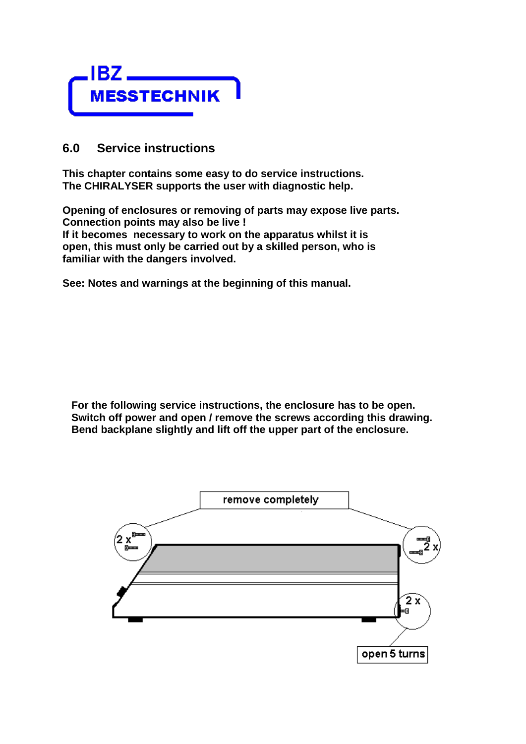IBZ MESSTECHNIK

## 6.0 Service instructions

**This chapter contains some easy to do service instructions.**
**The CHIRALYSER supports the user with diagnostic help.**

**Opening of enclosures or removing of parts may expose live parts.**
**Connection points may also be live !**
**If it becomes necessary to work on the apparatus whilst it is open, this must only be carried out by a skilled person, who is familiar with the dangers involved.**

**See: Notes and warnings at the beginning of this manual.**

**For the following service instructions, the enclosure has to be open.**
**Switch off power and open / remove the screws according this drawing.**
**Bend backplane slightly and lift off the upper part of the enclosure.**

remove completely

2 x

2 x

2 x

open 5 turns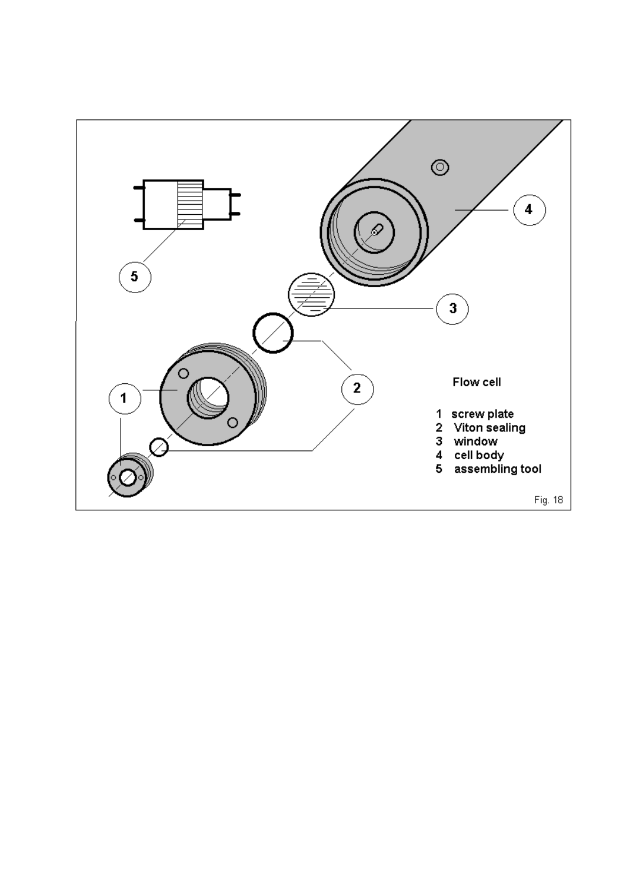Flow cell

1 screw plate
2 Viton sealing
3 window
4 cell body
5 assembling tool

Fig. 18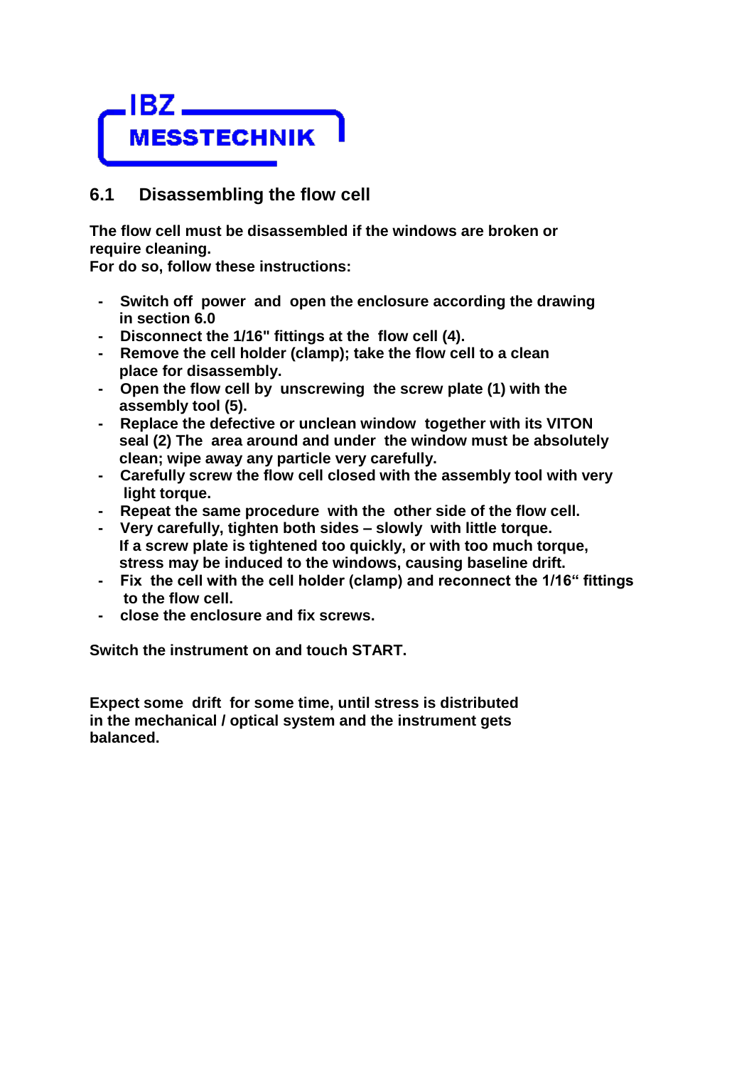## 6.1 Disassembling the flow cell

**The flow cell must be disassembled if the windows are broken or require cleaning.**
**For do so, follow these instructions:**

- **Switch off power and open the enclosure according the drawing in section 6.0**
- **Disconnect the 1/16" fittings at the flow cell (4).**
- **Remove the cell holder (clamp); take the flow cell to a clean place for disassembly.**
- **Open the flow cell by unscrewing the screw plate (1) with the assembly tool (5).**
- **Replace the defective or unclean window together with its VITON seal (2) The area around and under the window must be absolutely clean; wipe away any particle very carefully.**
- **Carefully screw the flow cell closed with the assembly tool with very light torque.**
- **Repeat the same procedure with the other side of the flow cell.**
- **Very carefully, tighten both sides – slowly with little torque. If a screw plate is tightened too quickly, or with too much torque, stress may be induced to the windows, causing baseline drift.**
- **Fix the cell with the cell holder (clamp) and reconnect the 1/16" fittings to the flow cell.**
- **close the enclosure and fix screws.**

**Switch the instrument on and touch START.**

**Expect some drift for some time, until stress is distributed in the mechanical / optical system and the instrument gets balanced.**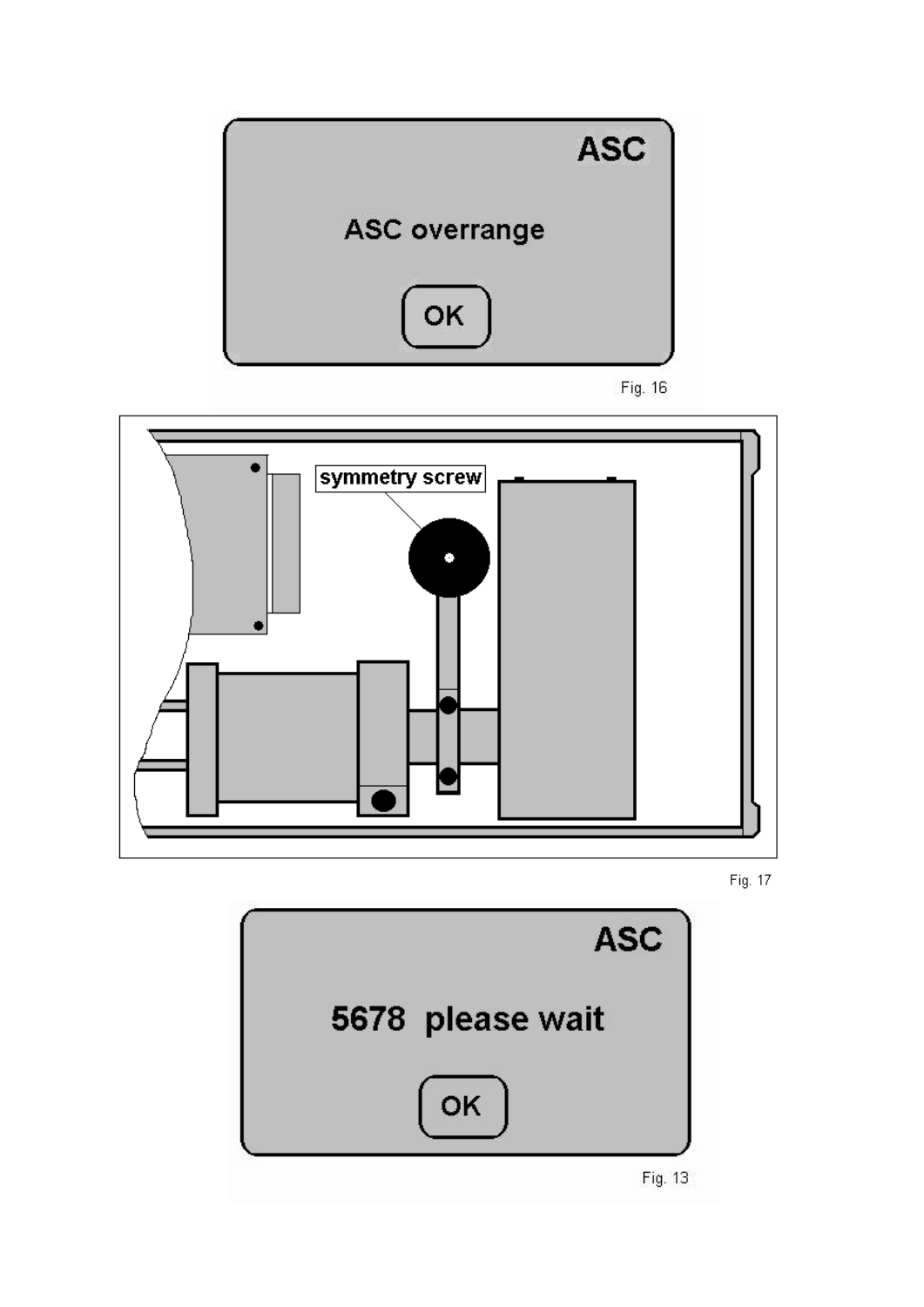ASC

ASC overrange

OK

Fig. 16

symmetry screw

Fig. 17

ASC

5678 please wait

OK

Fig. 13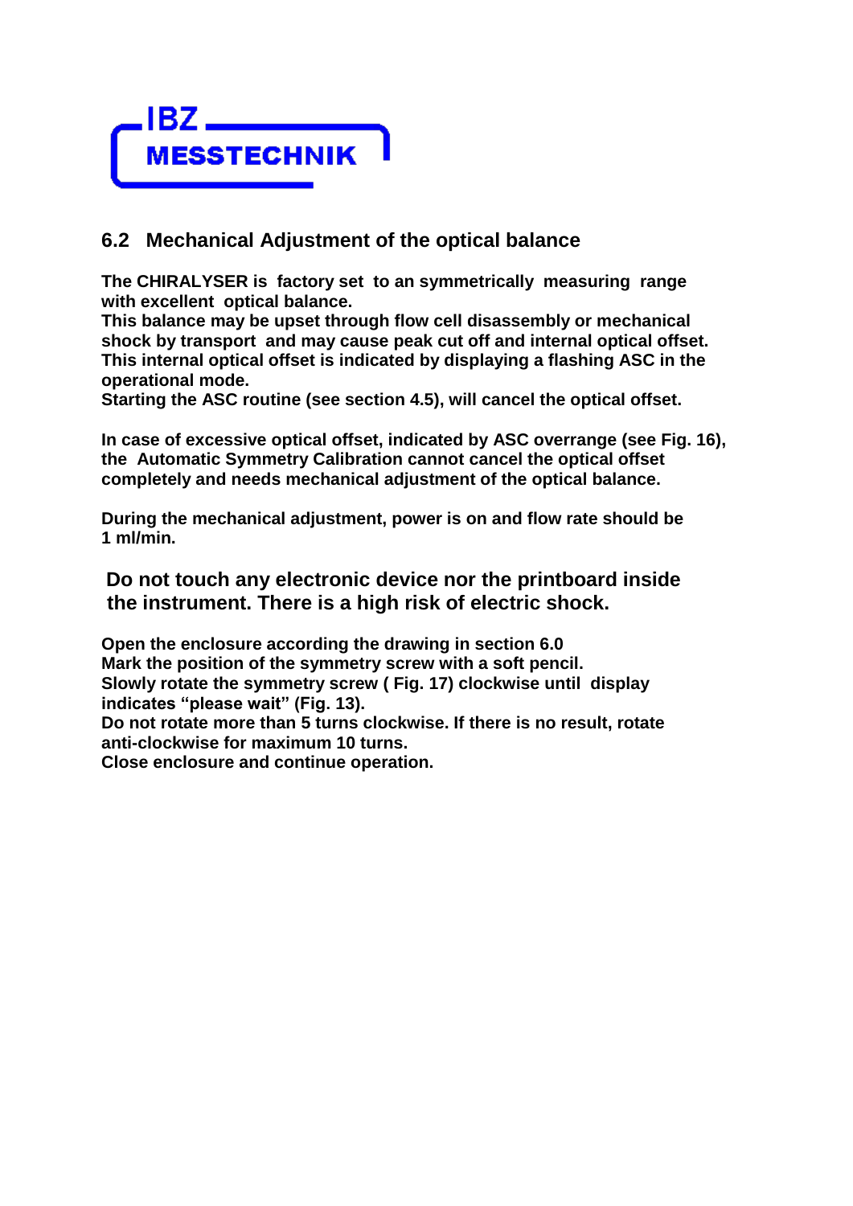## 6.2 Mechanical Adjustment of the optical balance

**The CHIRALYSER is factory set to an symmetrically measuring range with excellent optical balance.**
**This balance may be upset through flow cell disassembly or mechanical shock by transport and may cause peak cut off and internal optical offset.**
**This internal optical offset is indicated by displaying a flashing ASC in the operational mode.**
**Starting the ASC routine (see section 4.5), will cancel the optical offset.**

**In case of excessive optical offset, indicated by ASC overrange (see Fig. 16), the Automatic Symmetry Calibration cannot cancel the optical offset completely and needs mechanical adjustment of the optical balance.**

**During the mechanical adjustment, power is on and flow rate should be 1 ml/min.**

**Do not touch any electronic device nor the printboard inside the instrument. There is a high risk of electric shock.**

**Open the enclosure according the drawing in section 6.0**
**Mark the position of the symmetry screw with a soft pencil.**
**Slowly rotate the symmetry screw ( Fig. 17) clockwise until display indicates "please wait" (Fig. 13).**
**Do not rotate more than 5 turns clockwise. If there is no result, rotate anti-clockwise for maximum 10 turns.**
**Close enclosure and continue operation.**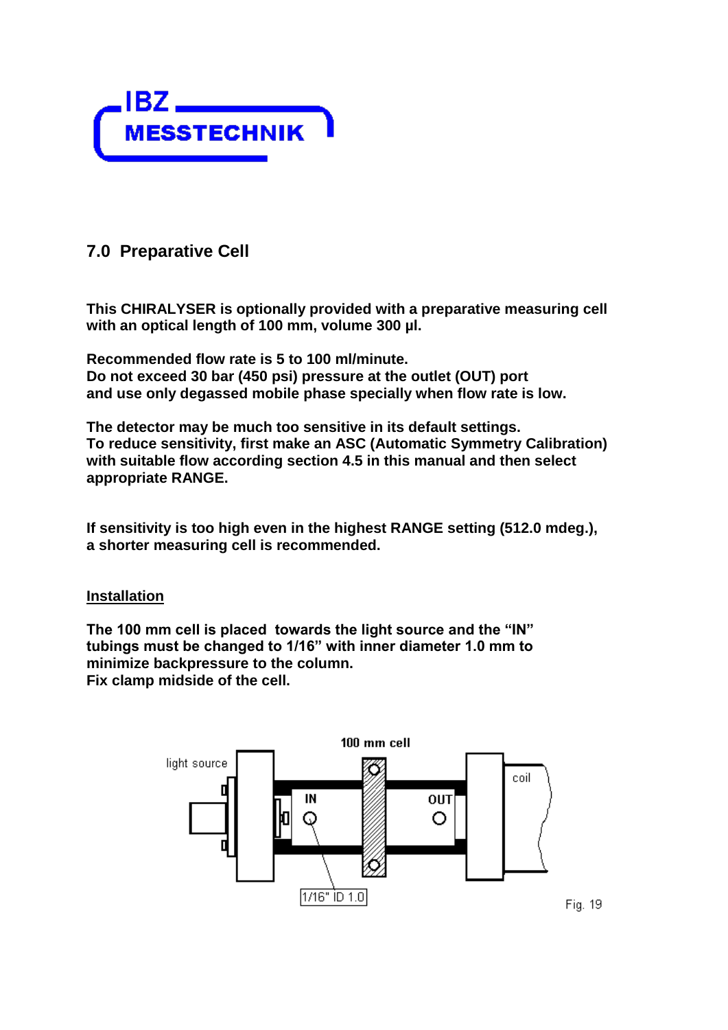## 7.0 Preparative Cell

**This CHIRALYSER is optionally provided with a preparative measuring cell with an optical length of 100 mm, volume 300 µl.**

**Recommended flow rate is 5 to 100 ml/minute.**
**Do not exceed 30 bar (450 psi) pressure at the outlet (OUT) port and use only degassed mobile phase specially when flow rate is low.**

**The detector may be much too sensitive in its default settings.**
**To reduce sensitivity, first make an ASC (Automatic Symmetry Calibration) with suitable flow according section 4.5 in this manual and then select appropriate RANGE.**

**If sensitivity is too high even in the highest RANGE setting (512.0 mdeg.), a shorter measuring cell is recommended.**

**Installation**

**The 100 mm cell is placed towards the light source and the "IN" tubings must be changed to 1/16" with inner diameter 1.0 mm to minimize backpressure to the column.**
**Fix clamp midside of the cell.**

Fig. 19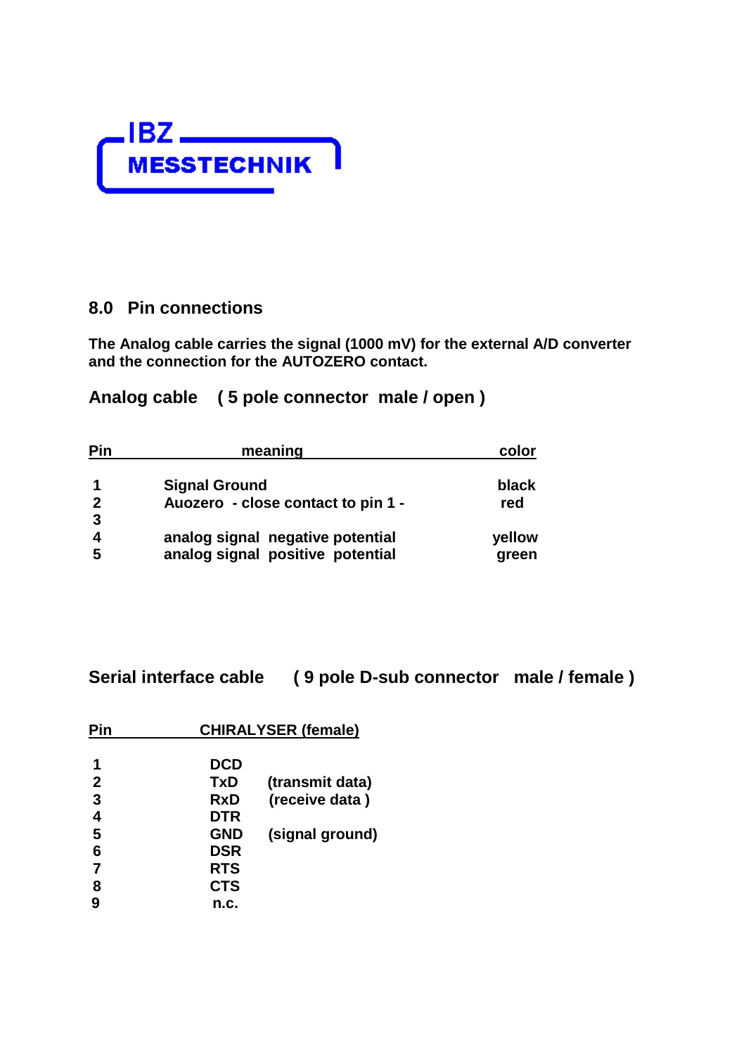IBZ MESSTECHNIK

## 8.0 Pin connections

**The Analog cable carries the signal (1000 mV) for the external A/D converter and the connection for the AUTOZERO contact.**

### Analog cable ( 5 pole connector male / open )

| Pin | meaning | color |
|---|---|---|
| 1 | Signal Ground | black |
| 2 | Auozero - close contact to pin 1 - | red |
| 3 | | |
| 4 | analog signal negative potential | yellow |
| 5 | analog signal positive potential | green |

### Serial interface cable ( 9 pole D-sub connector male / female )

| Pin | CHIRALYSER (female) | |
|---|---|---|
| 1 | DCD | |
| 2 | TxD | (transmit data) |
| 3 | RxD | (receive data ) |
| 4 | DTR | |
| 5 | GND | (signal ground) |
| 6 | DSR | |
| 7 | RTS | |
| 8 | CTS | |
| 9 | n.c. | |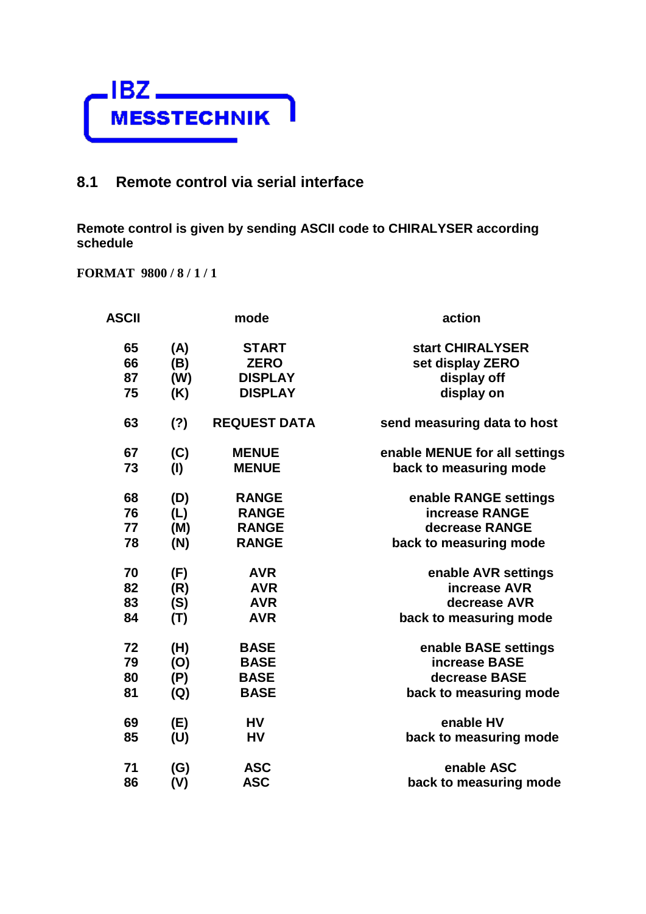IBZ MESSTECHNIK

## 8.1 Remote control via serial interface

**Remote control is given by sending ASCII code to CHIRALYSER according schedule**

**FORMAT 9800 / 8 / 1 / 1**

| ASCII | | mode | action |
|---|---|---|---|
| 65 | (A) | START | start CHIRALYSER |
| 66 | (B) | ZERO | set display ZERO |
| 87 | (W) | DISPLAY | display off |
| 75 | (K) | DISPLAY | display on |
| 63 | (?) | REQUEST DATA | send measuring data to host |
| 67 | (C) | MENUE | enable MENUE for all settings |
| 73 | (I) | MENUE | back to measuring mode |
| 68 | (D) | RANGE | enable RANGE settings |
| 76 | (L) | RANGE | increase RANGE |
| 77 | (M) | RANGE | decrease RANGE |
| 78 | (N) | RANGE | back to measuring mode |
| 70 | (F) | AVR | enable AVR settings |
| 82 | (R) | AVR | increase AVR |
| 83 | (S) | AVR | decrease AVR |
| 84 | (T) | AVR | back to measuring mode |
| 72 | (H) | BASE | enable BASE settings |
| 79 | (O) | BASE | increase BASE |
| 80 | (P) | BASE | decrease BASE |
| 81 | (Q) | BASE | back to measuring mode |
| 69 | (E) | HV | enable HV |
| 85 | (U) | HV | back to measuring mode |
| 71 | (G) | ASC | enable ASC |
| 86 | (V) | ASC | back to measuring mode |